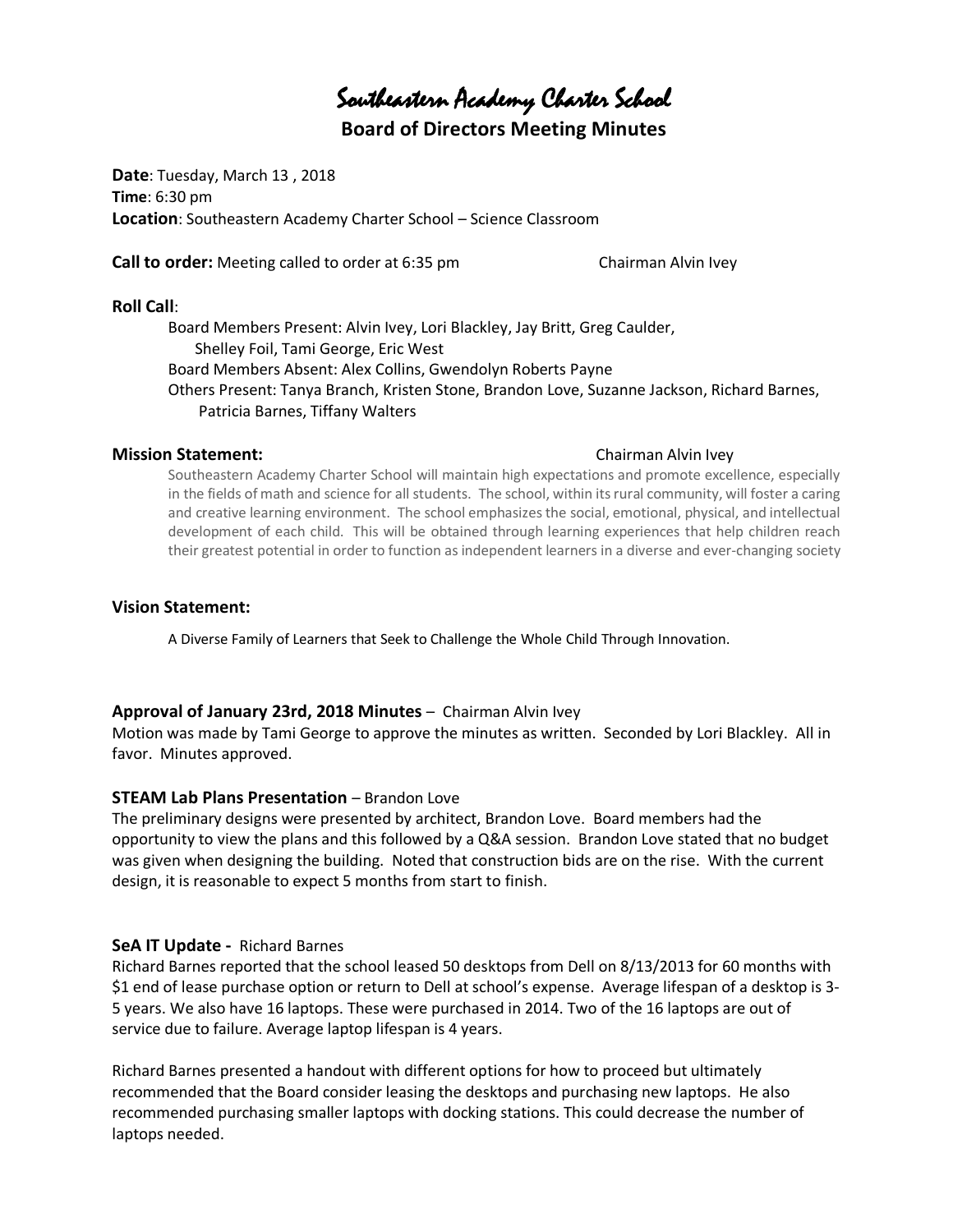# Southeastern Academy Charter School

## Board of Directors Meeting Minutes

**Date**: Tuesday, March 13 , 2018
**Time**: 6:30 pm
**Location**: Southeastern Academy Charter School – Science Classroom

**Call to order:** Meeting called to order at 6:35 pm Chairman Alvin Ivey

**Roll Call**:

Board Members Present: Alvin Ivey, Lori Blackley, Jay Britt, Greg Caulder, Shelley Foil, Tami George, Eric West
Board Members Absent: Alex Collins, Gwendolyn Roberts Payne
Others Present: Tanya Branch, Kristen Stone, Brandon Love, Suzanne Jackson, Richard Barnes, Patricia Barnes, Tiffany Walters

**Mission Statement:** Chairman Alvin Ivey

Southeastern Academy Charter School will maintain high expectations and promote excellence, especially in the fields of math and science for all students. The school, within its rural community, will foster a caring and creative learning environment. The school emphasizes the social, emotional, physical, and intellectual development of each child. This will be obtained through learning experiences that help children reach their greatest potential in order to function as independent learners in a diverse and ever-changing society

**Vision Statement:**

A Diverse Family of Learners that Seek to Challenge the Whole Child Through Innovation.

### Approval of January 23rd, 2018 Minutes – Chairman Alvin Ivey

Motion was made by Tami George to approve the minutes as written. Seconded by Lori Blackley. All in favor. Minutes approved.

### STEAM Lab Plans Presentation – Brandon Love

The preliminary designs were presented by architect, Brandon Love. Board members had the opportunity to view the plans and this followed by a Q&A session. Brandon Love stated that no budget was given when designing the building. Noted that construction bids are on the rise. With the current design, it is reasonable to expect 5 months from start to finish.

### SeA IT Update - Richard Barnes

Richard Barnes reported that the school leased 50 desktops from Dell on 8/13/2013 for 60 months with $1 end of lease purchase option or return to Dell at school's expense. Average lifespan of a desktop is 3-5 years. We also have 16 laptops. These were purchased in 2014. Two of the 16 laptops are out of service due to failure. Average laptop lifespan is 4 years.

Richard Barnes presented a handout with different options for how to proceed but ultimately recommended that the Board consider leasing the desktops and purchasing new laptops. He also recommended purchasing smaller laptops with docking stations. This could decrease the number of laptops needed.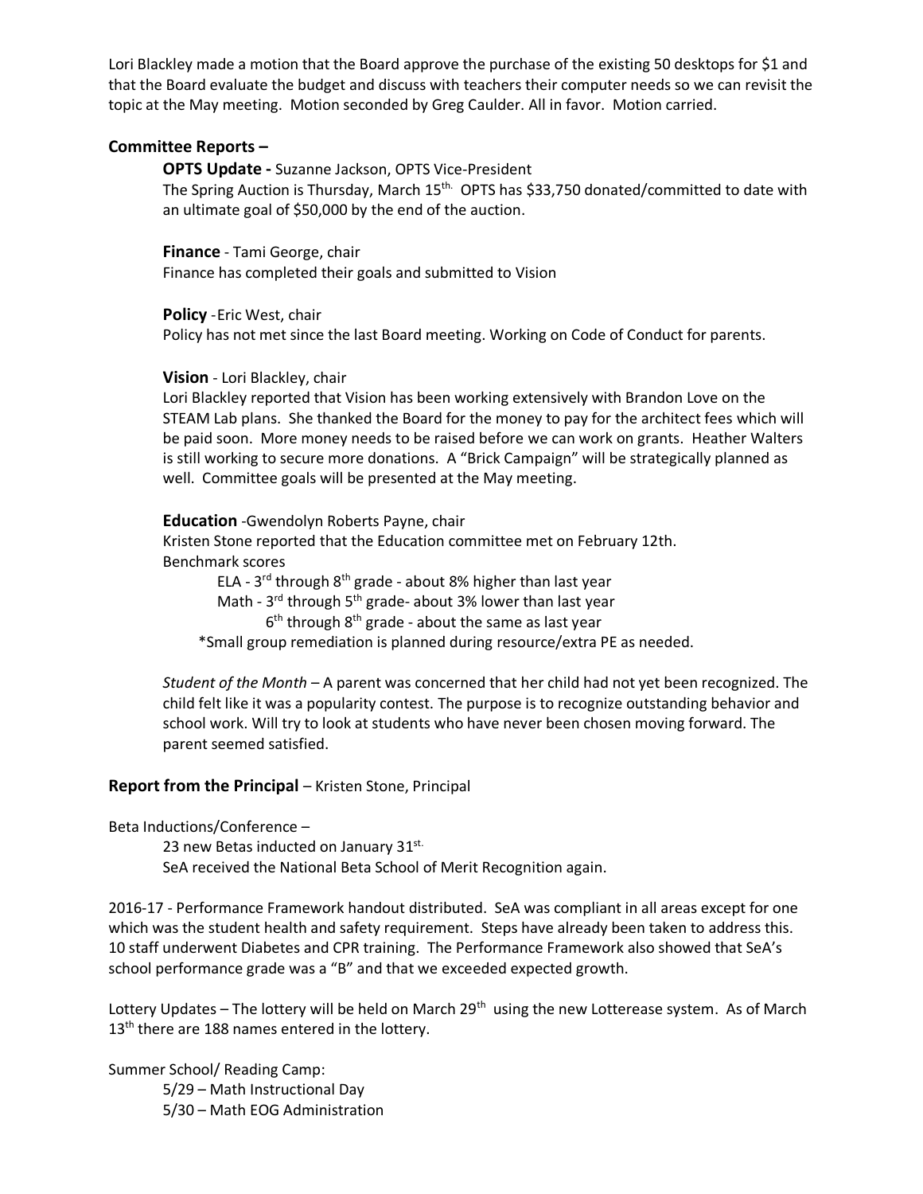Lori Blackley made a motion that the Board approve the purchase of the existing 50 desktops for $1 and that the Board evaluate the budget and discuss with teachers their computer needs so we can revisit the topic at the May meeting. Motion seconded by Greg Caulder. All in favor. Motion carried.

## Committee Reports –

**OPTS Update -** Suzanne Jackson, OPTS Vice-President
The Spring Auction is Thursday, March 15th. OPTS has $33,750 donated/committed to date with an ultimate goal of $50,000 by the end of the auction.

**Finance** - Tami George, chair
Finance has completed their goals and submitted to Vision

**Policy** -Eric West, chair
Policy has not met since the last Board meeting. Working on Code of Conduct for parents.

**Vision** - Lori Blackley, chair
Lori Blackley reported that Vision has been working extensively with Brandon Love on the STEAM Lab plans. She thanked the Board for the money to pay for the architect fees which will be paid soon. More money needs to be raised before we can work on grants. Heather Walters is still working to secure more donations. A "Brick Campaign" will be strategically planned as well. Committee goals will be presented at the May meeting.

**Education** -Gwendolyn Roberts Payne, chair
Kristen Stone reported that the Education committee met on February 12th.
Benchmark scores
ELA - 3rd through 8th grade - about 8% higher than last year
Math - 3rd through 5th grade- about 3% lower than last year
6th through 8th grade - about the same as last year
*Small group remediation is planned during resource/extra PE as needed.

*Student of the Month* – A parent was concerned that her child had not yet been recognized. The child felt like it was a popularity contest. The purpose is to recognize outstanding behavior and school work. Will try to look at students who have never been chosen moving forward. The parent seemed satisfied.

## Report from the Principal – Kristen Stone, Principal

Beta Inductions/Conference –
23 new Betas inducted on January 31st.
SeA received the National Beta School of Merit Recognition again.

2016-17 - Performance Framework handout distributed. SeA was compliant in all areas except for one which was the student health and safety requirement. Steps have already been taken to address this. 10 staff underwent Diabetes and CPR training. The Performance Framework also showed that SeA's school performance grade was a "B" and that we exceeded expected growth.

Lottery Updates – The lottery will be held on March 29th using the new Lotterease system. As of March 13th there are 188 names entered in the lottery.

Summer School/ Reading Camp:
5/29 – Math Instructional Day
5/30 – Math EOG Administration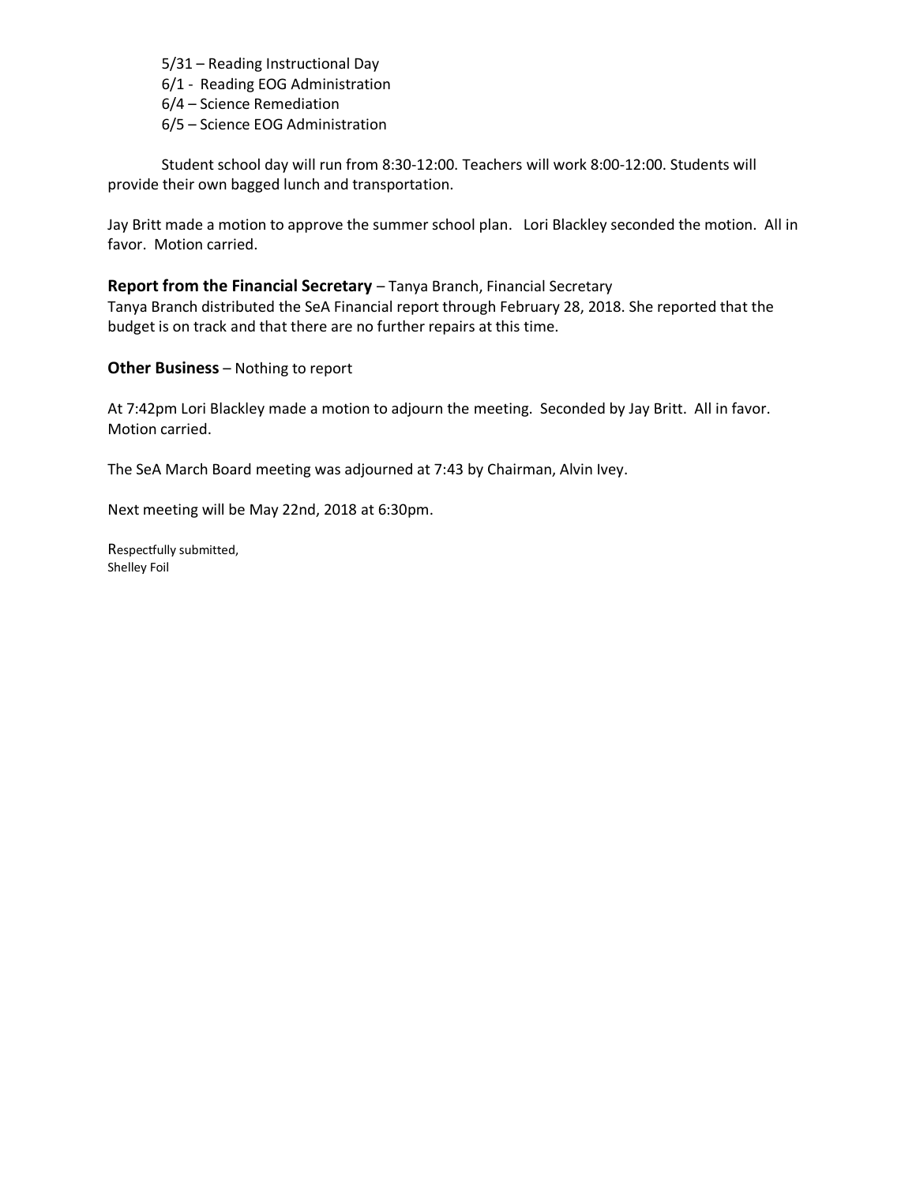5/31 – Reading Instructional Day
6/1 - Reading EOG Administration
6/4 – Science Remediation
6/5 – Science EOG Administration

Student school day will run from 8:30-12:00. Teachers will work 8:00-12:00. Students will provide their own bagged lunch and transportation.

Jay Britt made a motion to approve the summer school plan. Lori Blackley seconded the motion. All in favor. Motion carried.

**Report from the Financial Secretary** – Tanya Branch, Financial Secretary
Tanya Branch distributed the SeA Financial report through February 28, 2018. She reported that the budget is on track and that there are no further repairs at this time.

**Other Business** – Nothing to report

At 7:42pm Lori Blackley made a motion to adjourn the meeting. Seconded by Jay Britt. All in favor. Motion carried.

The SeA March Board meeting was adjourned at 7:43 by Chairman, Alvin Ivey.

Next meeting will be May 22nd, 2018 at 6:30pm.

Respectfully submitted,
Shelley Foil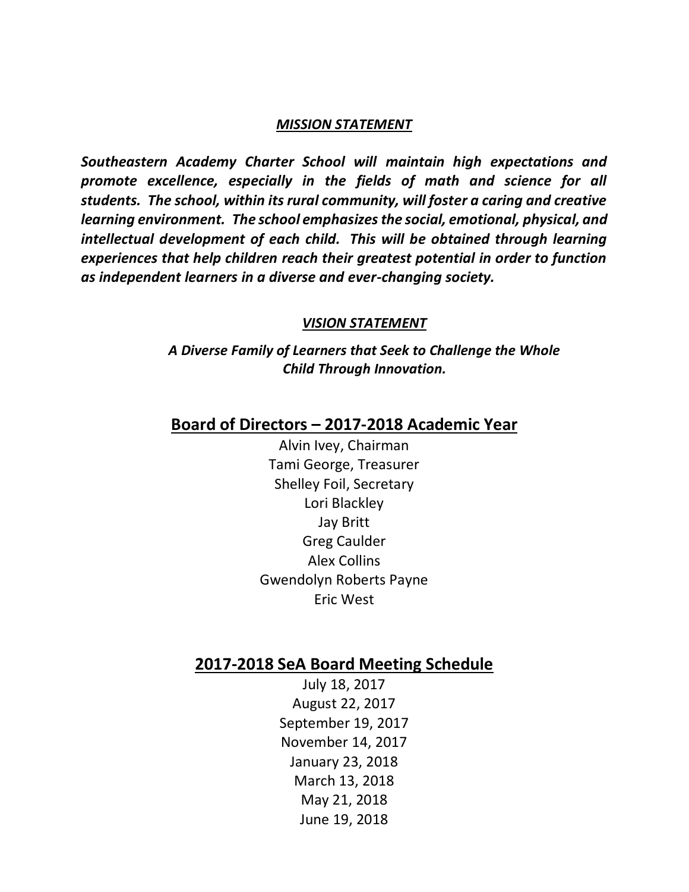***MISSION STATEMENT***

***Southeastern Academy Charter School will maintain high expectations and promote excellence, especially in the fields of math and science for all students. The school, within its rural community, will foster a caring and creative learning environment. The school emphasizes the social, emotional, physical, and intellectual development of each child. This will be obtained through learning experiences that help children reach their greatest potential in order to function as independent learners in a diverse and ever-changing society.***

***VISION STATEMENT***

***A Diverse Family of Learners that Seek to Challenge the Whole Child Through Innovation.***

## Board of Directors – 2017-2018 Academic Year

Alvin Ivey, Chairman
Tami George, Treasurer
Shelley Foil, Secretary
Lori Blackley
Jay Britt
Greg Caulder
Alex Collins
Gwendolyn Roberts Payne
Eric West

## 2017-2018 SeA Board Meeting Schedule

July 18, 2017
August 22, 2017
September 19, 2017
November 14, 2017
January 23, 2018
March 13, 2018
May 21, 2018
June 19, 2018